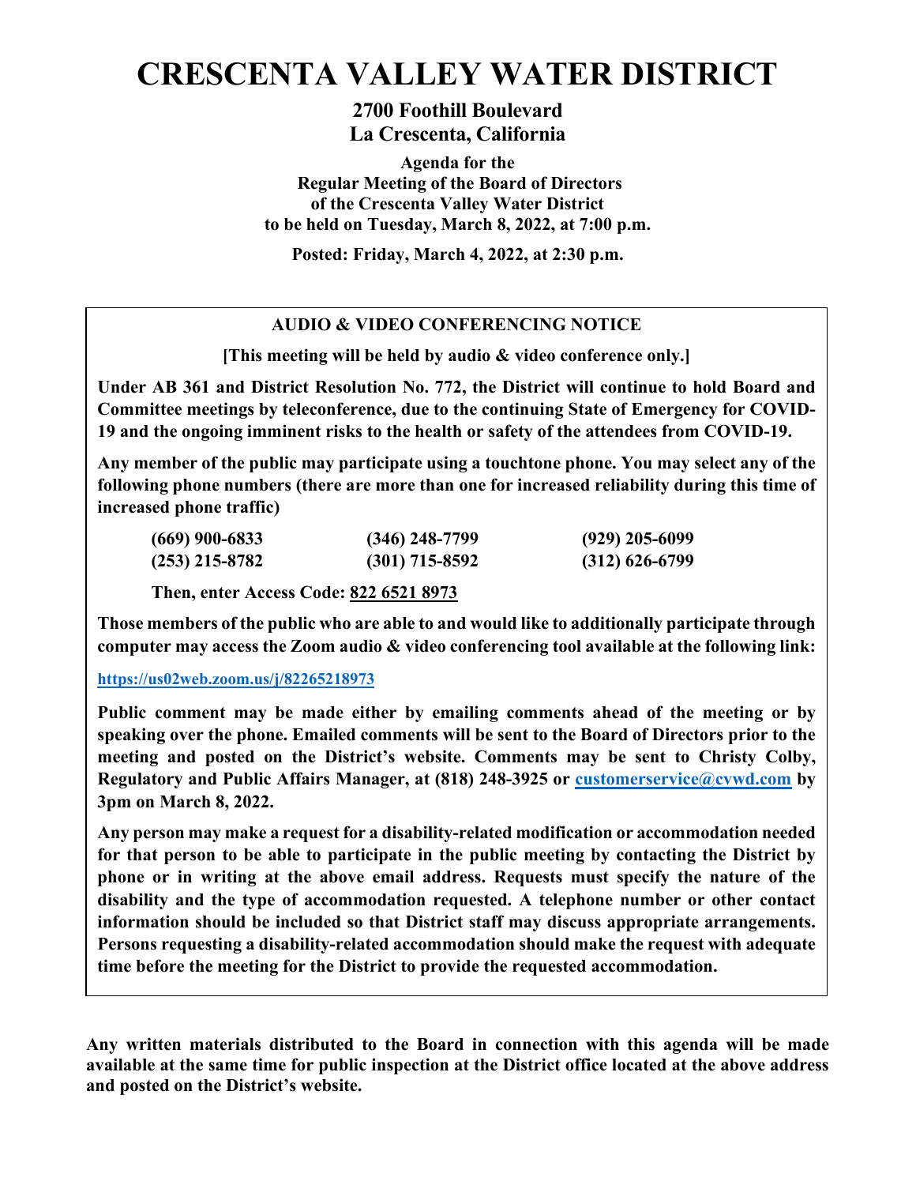# CRESCENTA VALLEY WATER DISTRICT

**2700 Foothill Boulevard**
**La Crescenta, California**

**Agenda for the**
**Regular Meeting of the Board of Directors**
**of the Crescenta Valley Water District**
**to be held on Tuesday, March 8, 2022, at 7:00 p.m.**

**Posted: Friday, March 4, 2022, at 2:30 p.m.**

---

**AUDIO & VIDEO CONFERENCING NOTICE**

**[This meeting will be held by audio & video conference only.]**

**Under AB 361 and District Resolution No. 772, the District will continue to hold Board and Committee meetings by teleconference, due to the continuing State of Emergency for COVID-19 and the ongoing imminent risks to the health or safety of the attendees from COVID-19.**

**Any member of the public may participate using a touchtone phone. You may select any of the following phone numbers (there are more than one for increased reliability during this time of increased phone traffic)**

| | | |
|---|---|---|
| **(669) 900-6833** | **(346) 248-7799** | **(929) 205-6099** |
| **(253) 215-8782** | **(301) 715-8592** | **(312) 626-6799** |

**Then, enter Access Code: 822 6521 8973**

**Those members of the public who are able to and would like to additionally participate through computer may access the Zoom audio & video conferencing tool available at the following link:**

**https://us02web.zoom.us/j/82265218973**

**Public comment may be made either by emailing comments ahead of the meeting or by speaking over the phone. Emailed comments will be sent to the Board of Directors prior to the meeting and posted on the District's website. Comments may be sent to Christy Colby, Regulatory and Public Affairs Manager, at (818) 248-3925 or customerservice@cvwd.com by 3pm on March 8, 2022.**

**Any person may make a request for a disability-related modification or accommodation needed for that person to be able to participate in the public meeting by contacting the District by phone or in writing at the above email address. Requests must specify the nature of the disability and the type of accommodation requested. A telephone number or other contact information should be included so that District staff may discuss appropriate arrangements. Persons requesting a disability-related accommodation should make the request with adequate time before the meeting for the District to provide the requested accommodation.**

---

**Any written materials distributed to the Board in connection with this agenda will be made available at the same time for public inspection at the District office located at the above address and posted on the District's website.**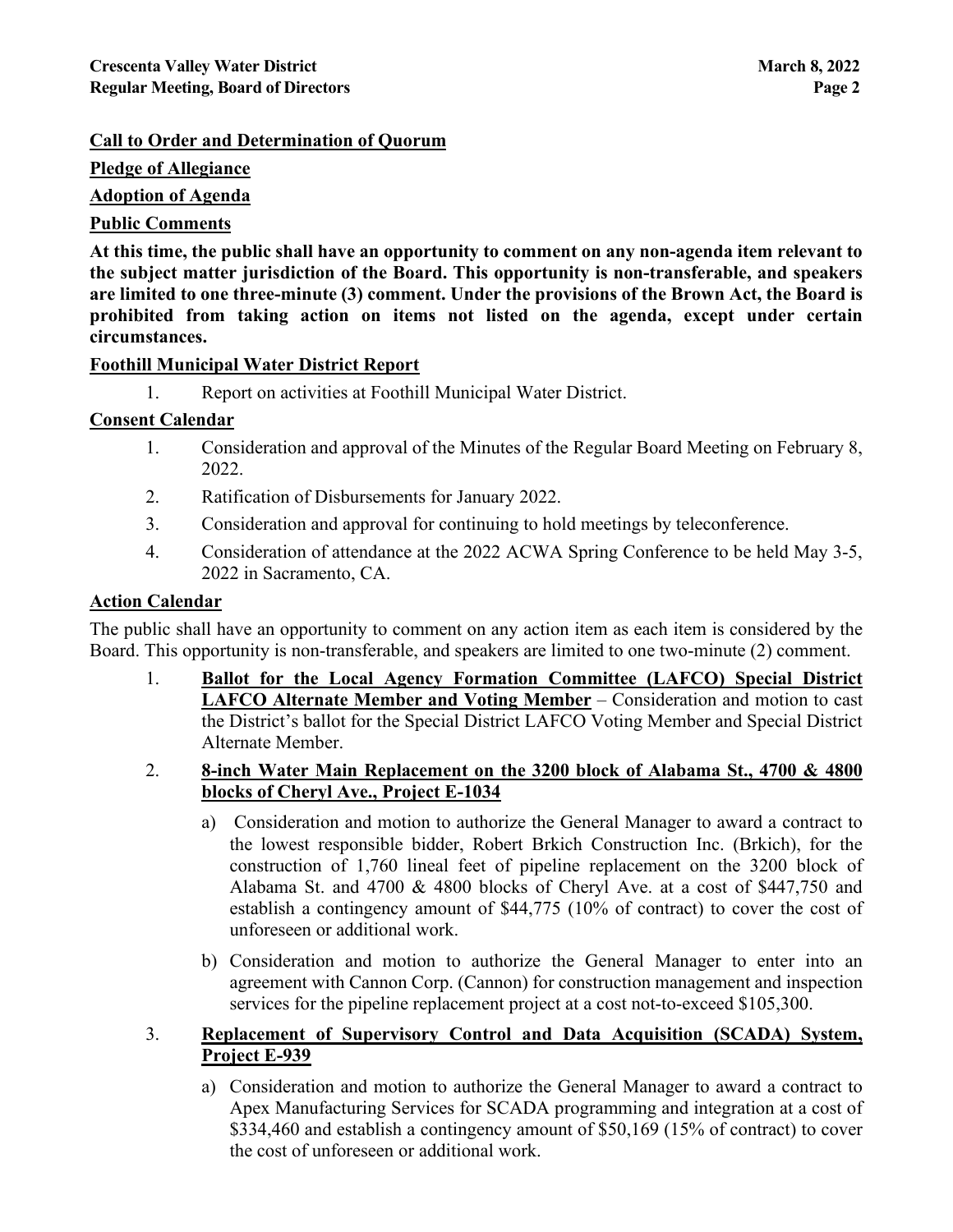**Call to Order and Determination of Quorum**

**Pledge of Allegiance**

**Adoption of Agenda**

**Public Comments**

**At this time, the public shall have an opportunity to comment on any non-agenda item relevant to the subject matter jurisdiction of the Board. This opportunity is non-transferable, and speakers are limited to one three-minute (3) comment. Under the provisions of the Brown Act, the Board is prohibited from taking action on items not listed on the agenda, except under certain circumstances.**

**Foothill Municipal Water District Report**

1. Report on activities at Foothill Municipal Water District.

**Consent Calendar**

1. Consideration and approval of the Minutes of the Regular Board Meeting on February 8, 2022.
2. Ratification of Disbursements for January 2022.
3. Consideration and approval for continuing to hold meetings by teleconference.
4. Consideration of attendance at the 2022 ACWA Spring Conference to be held May 3-5, 2022 in Sacramento, CA.

**Action Calendar**

The public shall have an opportunity to comment on any action item as each item is considered by the Board. This opportunity is non-transferable, and speakers are limited to one two-minute (2) comment.

1. **Ballot for the Local Agency Formation Committee (LAFCO) Special District LAFCO Alternate Member and Voting Member** – Consideration and motion to cast the District's ballot for the Special District LAFCO Voting Member and Special District Alternate Member.
2. **8-inch Water Main Replacement on the 3200 block of Alabama St., 4700 & 4800 blocks of Cheryl Ave., Project E-1034**
   a) Consideration and motion to authorize the General Manager to award a contract to the lowest responsible bidder, Robert Brkich Construction Inc. (Brkich), for the construction of 1,760 lineal feet of pipeline replacement on the 3200 block of Alabama St. and 4700 & 4800 blocks of Cheryl Ave. at a cost of $447,750 and establish a contingency amount of $44,775 (10% of contract) to cover the cost of unforeseen or additional work.
   b) Consideration and motion to authorize the General Manager to enter into an agreement with Cannon Corp. (Cannon) for construction management and inspection services for the pipeline replacement project at a cost not-to-exceed $105,300.
3. **Replacement of Supervisory Control and Data Acquisition (SCADA) System, Project E-939**
   a) Consideration and motion to authorize the General Manager to award a contract to Apex Manufacturing Services for SCADA programming and integration at a cost of $334,460 and establish a contingency amount of $50,169 (15% of contract) to cover the cost of unforeseen or additional work.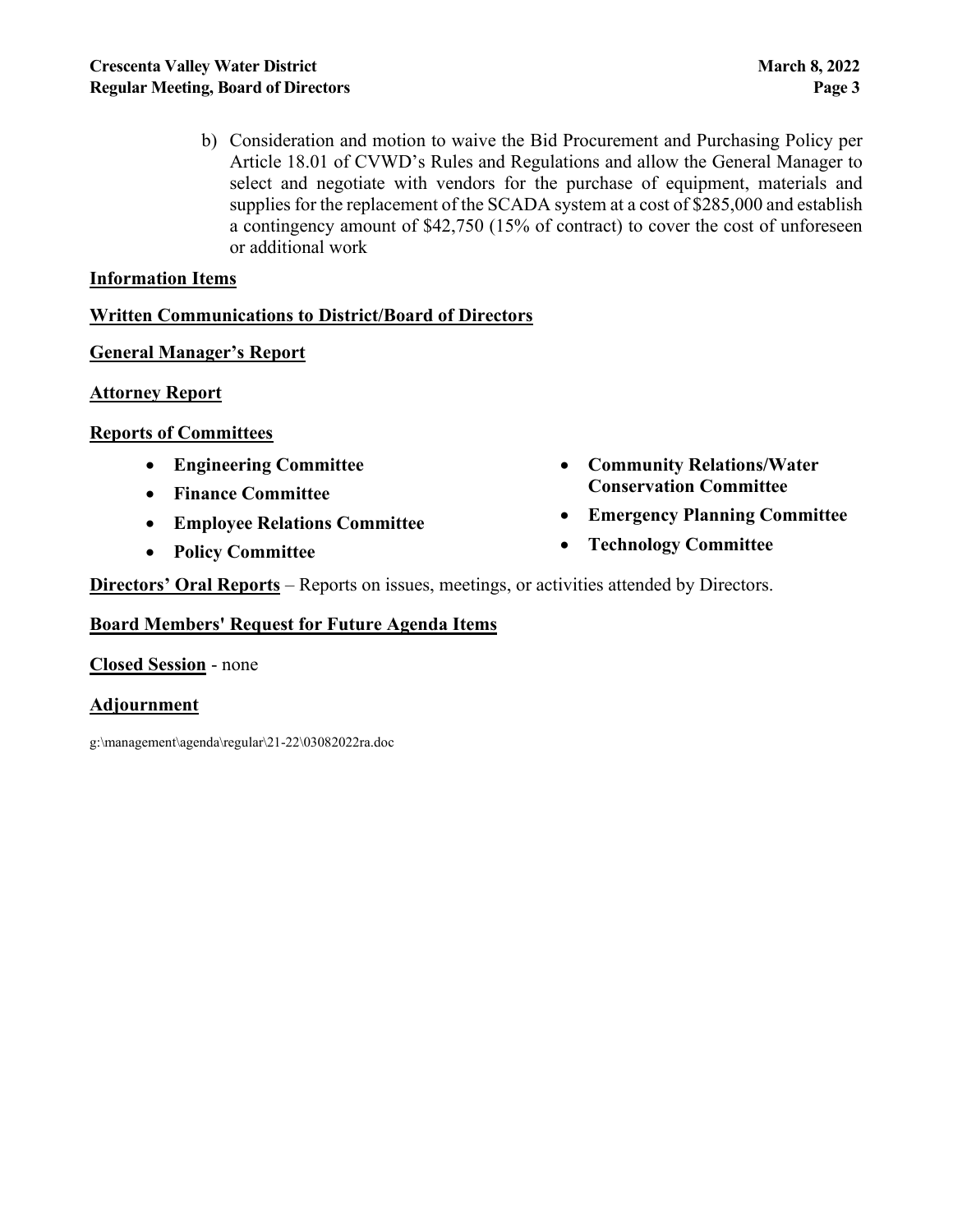b) Consideration and motion to waive the Bid Procurement and Purchasing Policy per Article 18.01 of CVWD's Rules and Regulations and allow the General Manager to select and negotiate with vendors for the purchase of equipment, materials and supplies for the replacement of the SCADA system at a cost of $285,000 and establish a contingency amount of $42,750 (15% of contract) to cover the cost of unforeseen or additional work

**Information Items**

**Written Communications to District/Board of Directors**

**General Manager's Report**

**Attorney Report**

**Reports of Committees**

- **Engineering Committee**
- **Finance Committee**
- **Employee Relations Committee**
- **Policy Committee**
- **Community Relations/Water Conservation Committee**
- **Emergency Planning Committee**
- **Technology Committee**

**Directors' Oral Reports** – Reports on issues, meetings, or activities attended by Directors.

**Board Members' Request for Future Agenda Items**

**Closed Session** - none

**Adjournment**

g:\management\agenda\regular\21-22\03082022ra.doc